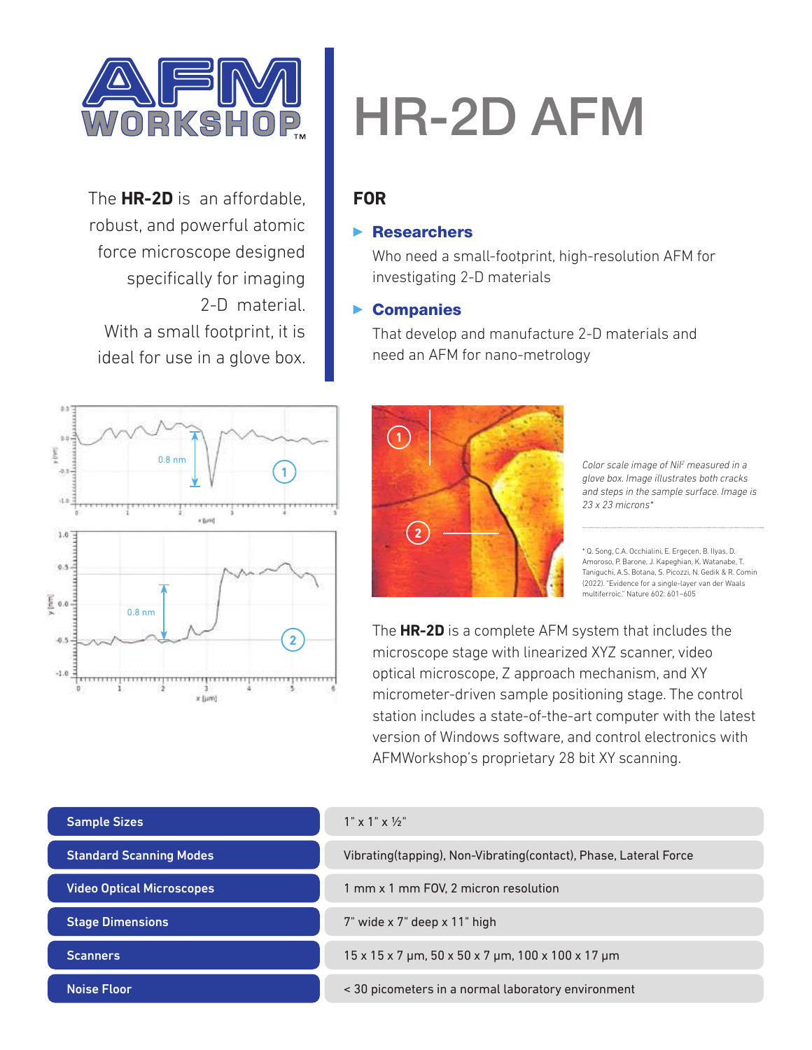# HR-2D AFM

The **HR-2D** is an affordable, robust, and powerful atomic force microscope designed specifically for imaging 2-D material. With a small footprint, it is ideal for use in a glove box.

## FOR

- **Researchers**

  Who need a small-footprint, high-resolution AFM for investigating 2-D materials

- **Companies**

  That develop and manufacture 2-D materials and need an AFM for nano-metrology

*Color scale image of $NiI^2$ measured in a glove box. Image illustrates both cracks and steps in the sample surface. Image is 23 x 23 microns\**

\* Q. Song, C.A. Occhialini, E. Ergeçen, B. Ilyas, D. Amoroso, P. Barone, J. Kapeghian, K. Watanabe, T. Taniguchi, A.S. Botana, S. Picozzi, N. Gedik & R. Comin (2022). "Evidence for a single-layer van der Waals multiferroic." Nature 602: 601–605

The **HR-2D** is a complete AFM system that includes the microscope stage with linearized XYZ scanner, video optical microscope, Z approach mechanism, and XY micrometer-driven sample positioning stage. The control station includes a state-of-the-art computer with the latest version of Windows software, and control electronics with AFMWorkshop's proprietary 28 bit XY scanning.

| | |
|---|---|
| **Sample Sizes** | 1" x 1" x ½" |
| **Standard Scanning Modes** | Vibrating(tapping), Non-Vibrating(contact), Phase, Lateral Force |
| **Video Optical Microscopes** | 1 mm x 1 mm FOV, 2 micron resolution |
| **Stage Dimensions** | 7" wide x 7" deep x 11" high |
| **Scanners** | 15 x 15 x 7 μm, 50 x 50 x 7 μm, 100 x 100 x 17 μm |
| **Noise Floor** | < 30 picometers in a normal laboratory environment |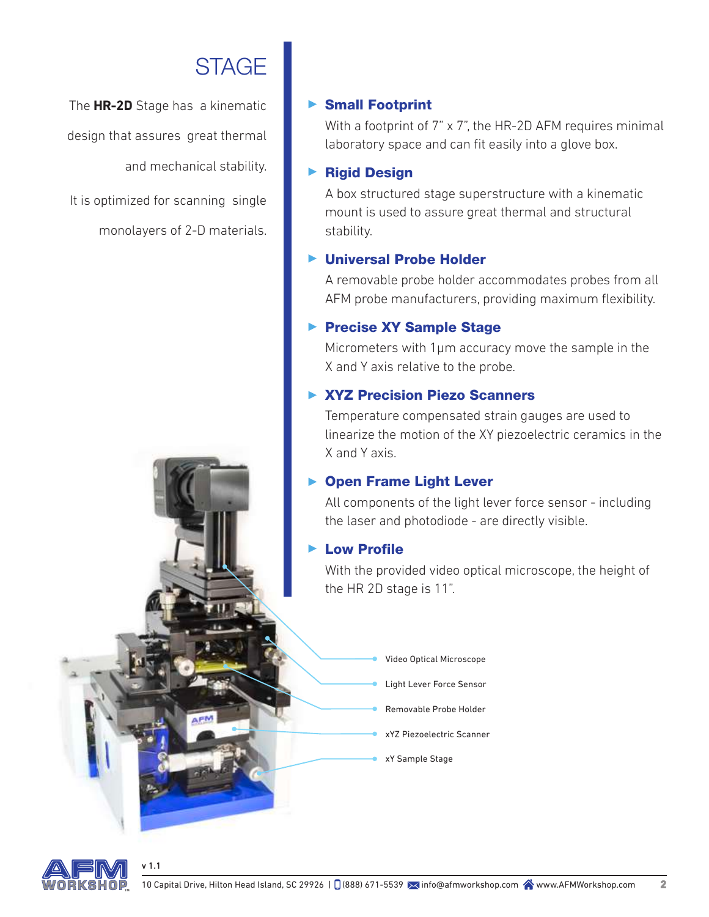# STAGE

The **HR-2D** Stage has a kinematic design that assures great thermal and mechanical stability.

It is optimized for scanning single monolayers of 2-D materials.

### Small Footprint

With a footprint of 7" x 7", the HR-2D AFM requires minimal laboratory space and can fit easily into a glove box.

### Rigid Design

A box structured stage superstructure with a kinematic mount is used to assure great thermal and structural stability.

### Universal Probe Holder

A removable probe holder accommodates probes from all AFM probe manufacturers, providing maximum flexibility.

### Precise XY Sample Stage

Micrometers with 1µm accuracy move the sample in the X and Y axis relative to the probe.

### XYZ Precision Piezo Scanners

Temperature compensated strain gauges are used to linearize the motion of the XY piezoelectric ceramics in the X and Y axis.

### Open Frame Light Lever

All components of the light lever force sensor - including the laser and photodiode - are directly visible.

### Low Profile

With the provided video optical microscope, the height of the HR 2D stage is 11".

Video Optical Microscope

Light Lever Force Sensor

Removable Probe Holder

xYZ Piezoelectric Scanner

xY Sample Stage

v 1.1

10 Capital Drive, Hilton Head Island, SC 29926 | (888) 671-5539 info@afmworkshop.com www.AFMWorkshop.com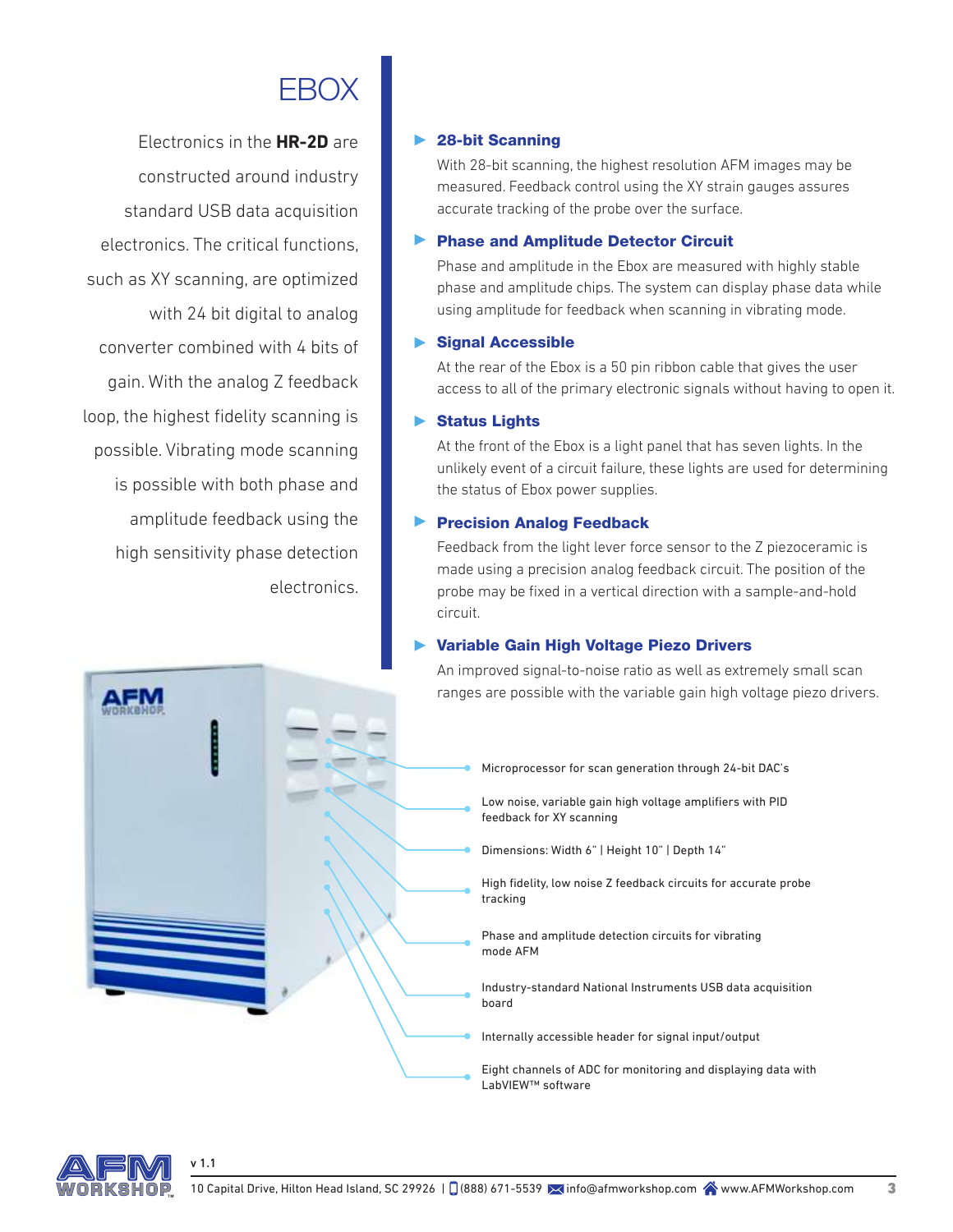# EBOX

Electronics in the **HR-2D** are constructed around industry standard USB data acquisition electronics. The critical functions, such as XY scanning, are optimized with 24 bit digital to analog converter combined with 4 bits of gain. With the analog Z feedback loop, the highest fidelity scanning is possible. Vibrating mode scanning is possible with both phase and amplitude feedback using the high sensitivity phase detection electronics.

### 28-bit Scanning

With 28-bit scanning, the highest resolution AFM images may be measured. Feedback control using the XY strain gauges assures accurate tracking of the probe over the surface.

### Phase and Amplitude Detector Circuit

Phase and amplitude in the Ebox are measured with highly stable phase and amplitude chips. The system can display phase data while using amplitude for feedback when scanning in vibrating mode.

### Signal Accessible

At the rear of the Ebox is a 50 pin ribbon cable that gives the user access to all of the primary electronic signals without having to open it.

### Status Lights

At the front of the Ebox is a light panel that has seven lights. In the unlikely event of a circuit failure, these lights are used for determining the status of Ebox power supplies.

### Precision Analog Feedback

Feedback from the light lever force sensor to the Z piezoceramic is made using a precision analog feedback circuit. The position of the probe may be fixed in a vertical direction with a sample-and-hold circuit.

### Variable Gain High Voltage Piezo Drivers

An improved signal-to-noise ratio as well as extremely small scan ranges are possible with the variable gain high voltage piezo drivers.

- Microprocessor for scan generation through 24-bit DAC's
- Low noise, variable gain high voltage amplifiers with PID feedback for XY scanning
- Dimensions: Width 6" | Height 10" | Depth 14"
- High fidelity, low noise Z feedback circuits for accurate probe tracking
- Phase and amplitude detection circuits for vibrating mode AFM
- Industry-standard National Instruments USB data acquisition board
- Internally accessible header for signal input/output
- Eight channels of ADC for monitoring and displaying data with LabVIEW™ software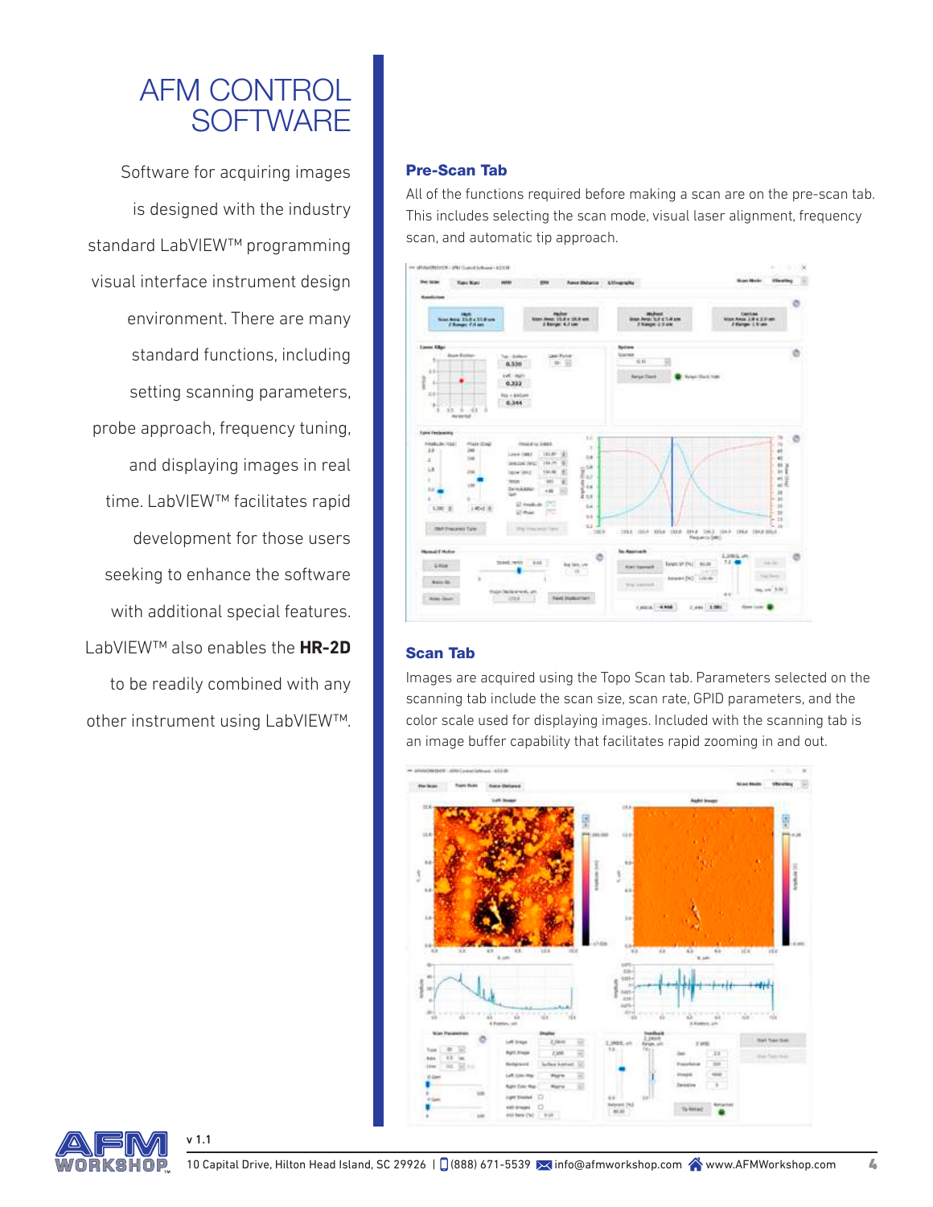# AFM CONTROL SOFTWARE

Software for acquiring images is designed with the industry standard LabVIEW™ programming visual interface instrument design environment. There are many standard functions, including setting scanning parameters, probe approach, frequency tuning, and displaying images in real time. LabVIEW™ facilitates rapid development for those users seeking to enhance the software with additional special features. LabVIEW™ also enables the **HR-2D** to be readily combined with any other instrument using LabVIEW™.

## Pre-Scan Tab

All of the functions required before making a scan are on the pre-scan tab. This includes selecting the scan mode, visual laser alignment, frequency scan, and automatic tip approach.

## Scan Tab

Images are acquired using the Topo Scan tab. Parameters selected on the scanning tab include the scan size, scan rate, GPID parameters, and the color scale used for displaying images. Included with the scanning tab is an image buffer capability that facilitates rapid zooming in and out.

v 1.1

10 Capital Drive, Hilton Head Island, SC 29926 | (888) 671-5539 | info@afmworkshop.com | www.AFMWorkshop.com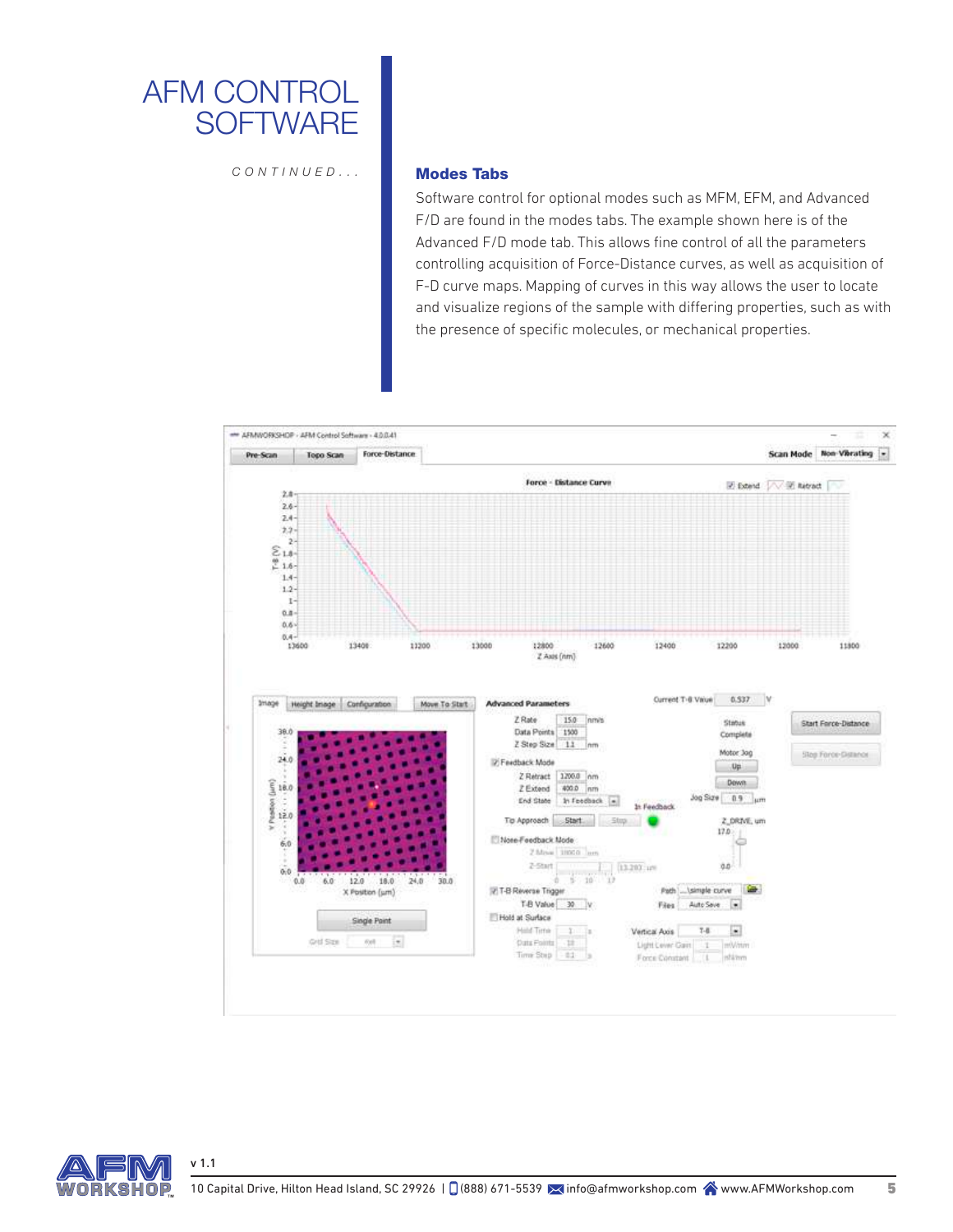# AFM CONTROL SOFTWARE

*CONTINUED...*

## Modes Tabs

Software control for optional modes such as MFM, EFM, and Advanced F/D are found in the modes tabs. The example shown here is of the Advanced F/D mode tab. This allows fine control of all the parameters controlling acquisition of Force-Distance curves, as well as acquisition of F-D curve maps. Mapping of curves in this way allows the user to locate and visualize regions of the sample with differing properties, such as with the presence of specific molecules, or mechanical properties.

v 1.1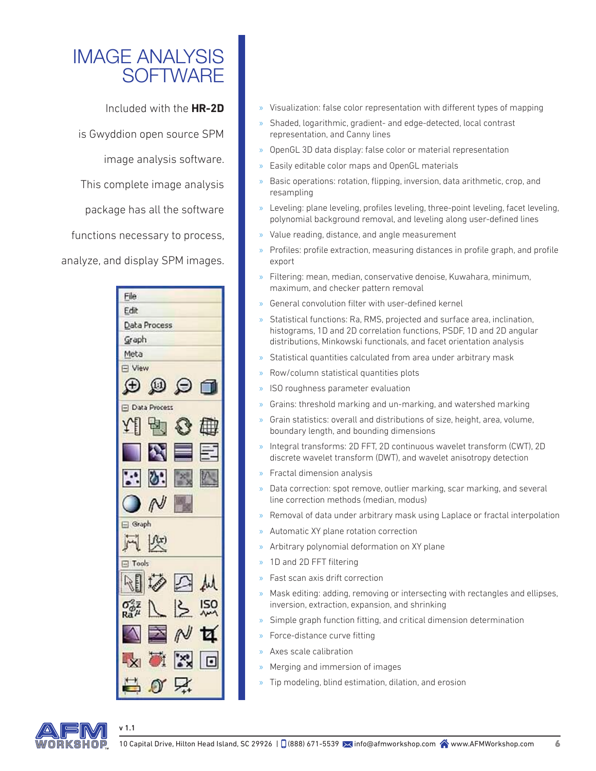# IMAGE ANALYSIS SOFTWARE

Included with the **HR-2D** is Gwyddion open source SPM image analysis software. This complete image analysis package has all the software functions necessary to process, analyze, and display SPM images.

- Visualization: false color representation with different types of mapping
- Shaded, logarithmic, gradient- and edge-detected, local contrast representation, and Canny lines
- OpenGL 3D data display: false color or material representation
- Easily editable color maps and OpenGL materials
- Basic operations: rotation, flipping, inversion, data arithmetic, crop, and resampling
- Leveling: plane leveling, profiles leveling, three-point leveling, facet leveling, polynomial background removal, and leveling along user-defined lines
- Value reading, distance, and angle measurement
- Profiles: profile extraction, measuring distances in profile graph, and profile export
- Filtering: mean, median, conservative denoise, Kuwahara, minimum, maximum, and checker pattern removal
- General convolution filter with user-defined kernel
- Statistical functions: Ra, RMS, projected and surface area, inclination, histograms, 1D and 2D correlation functions, PSDF, 1D and 2D angular distributions, Minkowski functionals, and facet orientation analysis
- Statistical quantities calculated from area under arbitrary mask
- Row/column statistical quantities plots
- ISO roughness parameter evaluation
- Grains: threshold marking and un-marking, and watershed marking
- Grain statistics: overall and distributions of size, height, area, volume, boundary length, and bounding dimensions
- Integral transforms: 2D FFT, 2D continuous wavelet transform (CWT), 2D discrete wavelet transform (DWT), and wavelet anisotropy detection
- Fractal dimension analysis
- Data correction: spot remove, outlier marking, scar marking, and several line correction methods (median, modus)
- Removal of data under arbitrary mask using Laplace or fractal interpolation
- Automatic XY plane rotation correction
- Arbitrary polynomial deformation on XY plane
- 1D and 2D FFT filtering
- Fast scan axis drift correction
- Mask editing: adding, removing or intersecting with rectangles and ellipses, inversion, extraction, expansion, and shrinking
- Simple graph function fitting, and critical dimension determination
- Force-distance curve fitting
- Axes scale calibration
- Merging and immersion of images
- Tip modeling, blind estimation, dilation, and erosion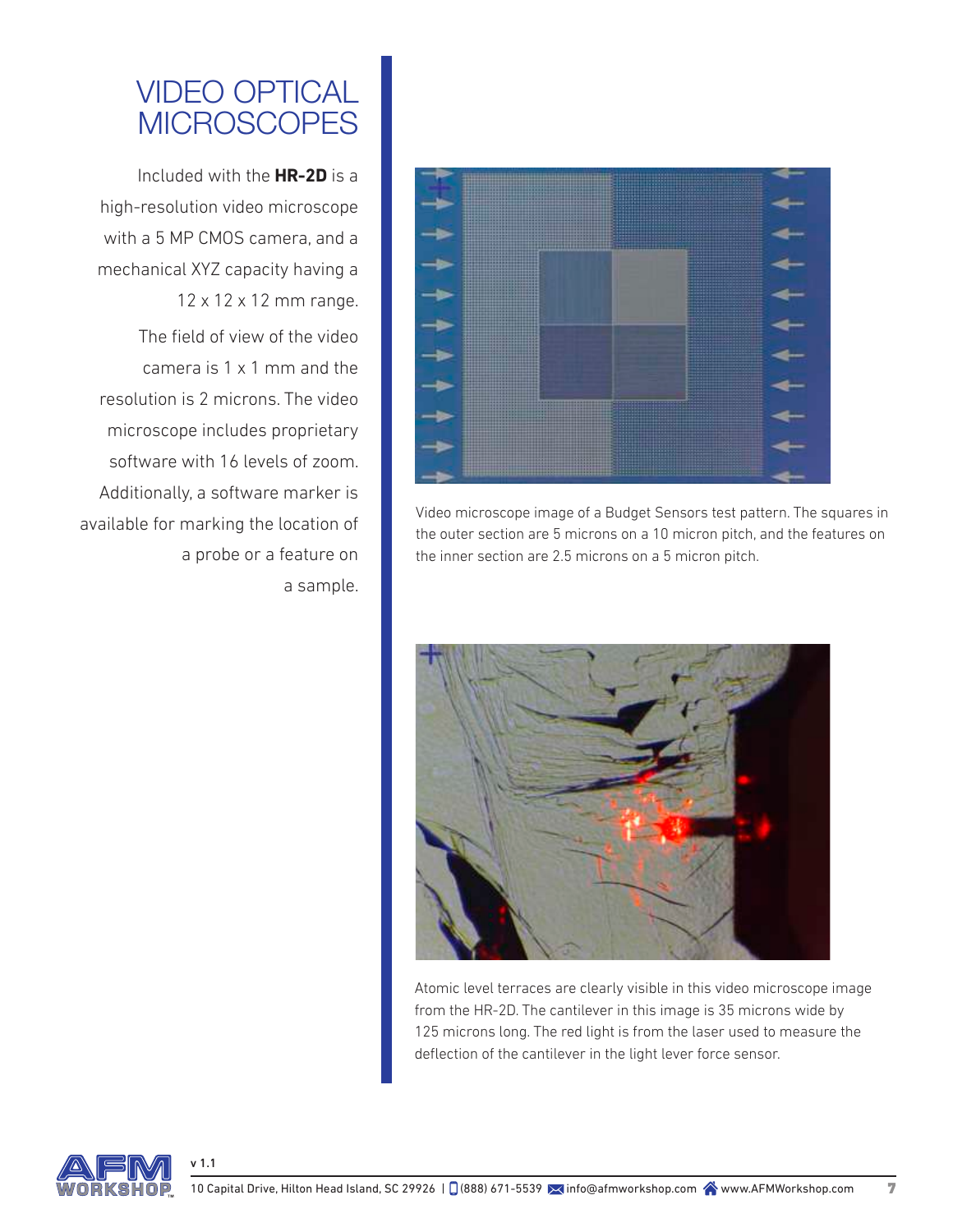# VIDEO OPTICAL MICROSCOPES

Included with the **HR-2D** is a high-resolution video microscope with a 5 MP CMOS camera, and a mechanical XYZ capacity having a 12 x 12 x 12 mm range.

The field of view of the video camera is 1 x 1 mm and the resolution is 2 microns. The video microscope includes proprietary software with 16 levels of zoom. Additionally, a software marker is available for marking the location of a probe or a feature on a sample.

Video microscope image of a Budget Sensors test pattern. The squares in the outer section are 5 microns on a 10 micron pitch, and the features on the inner section are 2.5 microns on a 5 micron pitch.

Atomic level terraces are clearly visible in this video microscope image from the HR-2D. The cantilever in this image is 35 microns wide by 125 microns long. The red light is from the laser used to measure the deflection of the cantilever in the light lever force sensor.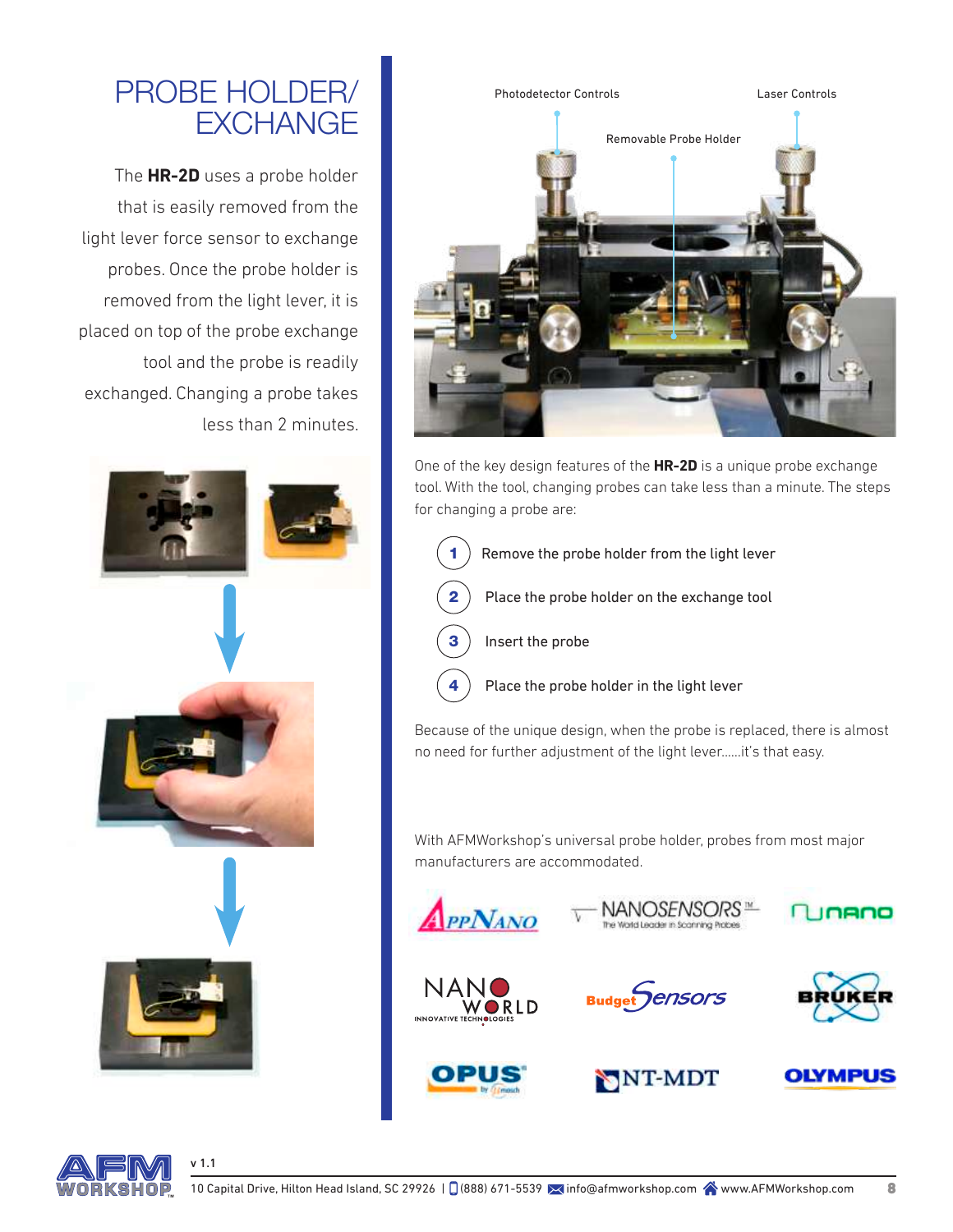# PROBE HOLDER/ EXCHANGE

The **HR-2D** uses a probe holder that is easily removed from the light lever force sensor to exchange probes. Once the probe holder is removed from the light lever, it is placed on top of the probe exchange tool and the probe is readily exchanged. Changing a probe takes less than 2 minutes.

Photodetector Controls

Laser Controls

Removable Probe Holder

One of the key design features of the **HR-2D** is a unique probe exchange tool. With the tool, changing probes can take less than a minute. The steps for changing a probe are:

1. Remove the probe holder from the light lever
2. Place the probe holder on the exchange tool
3. Insert the probe
4. Place the probe holder in the light lever

Because of the unique design, when the probe is replaced, there is almost no need for further adjustment of the light lever......it's that easy.

With AFMWorkshop's universal probe holder, probes from most major manufacturers are accommodated.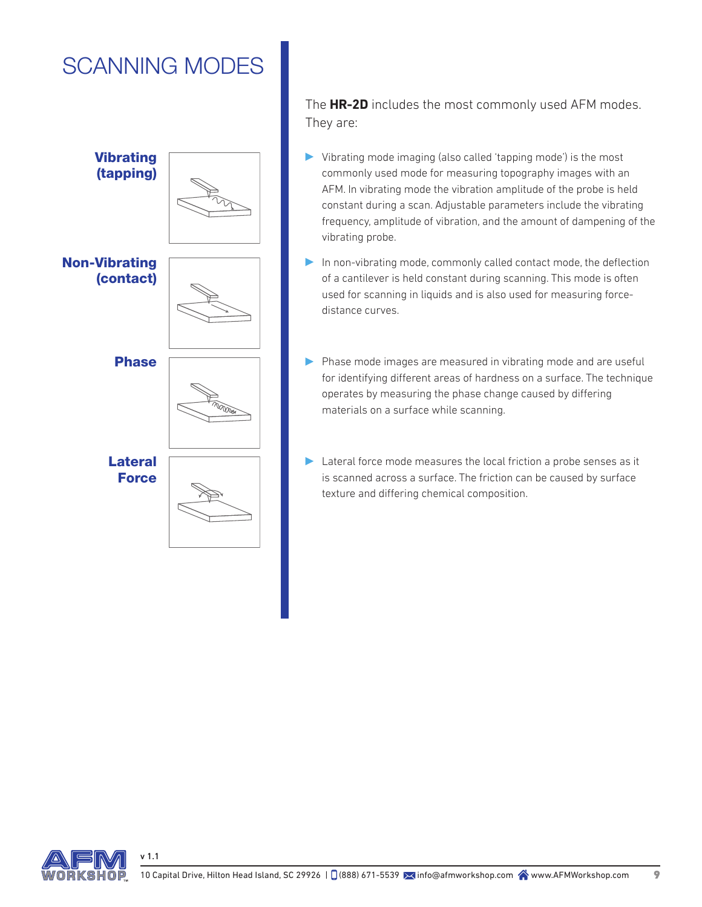# SCANNING MODES

**Vibrating (tapping)**

**Non-Vibrating (contact)**

**Phase**

**Lateral Force**

The **HR-2D** includes the most commonly used AFM modes. They are:

- Vibrating mode imaging (also called 'tapping mode') is the most commonly used mode for measuring topography images with an AFM. In vibrating mode the vibration amplitude of the probe is held constant during a scan. Adjustable parameters include the vibrating frequency, amplitude of vibration, and the amount of dampening of the vibrating probe.
- In non-vibrating mode, commonly called contact mode, the deflection of a cantilever is held constant during scanning. This mode is often used for scanning in liquids and is also used for measuring force-distance curves.
- Phase mode images are measured in vibrating mode and are useful for identifying different areas of hardness on a surface. The technique operates by measuring the phase change caused by differing materials on a surface while scanning.
- Lateral force mode measures the local friction a probe senses as it is scanned across a surface. The friction can be caused by surface texture and differing chemical composition.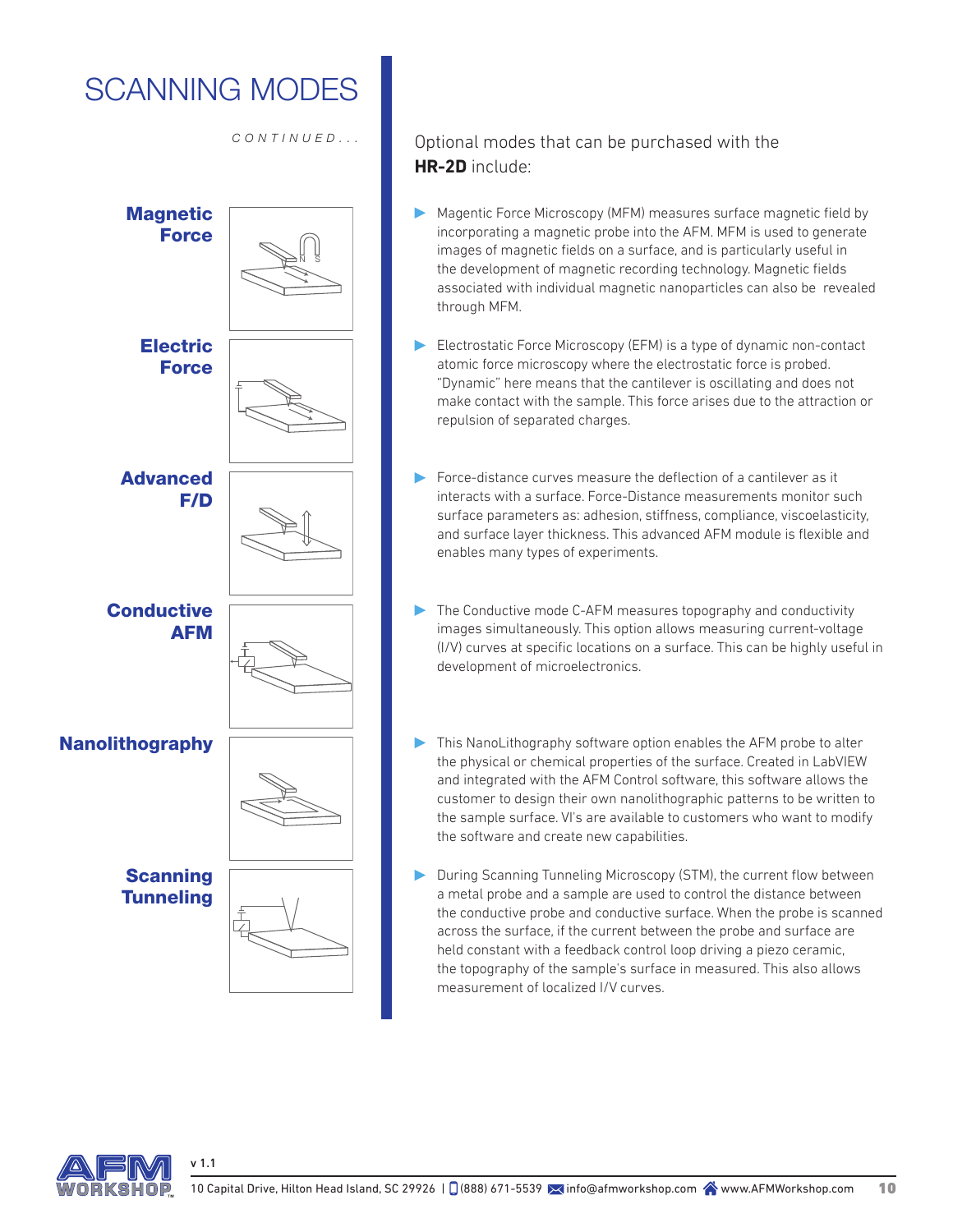# SCANNING MODES

*CONTINUED...*

Optional modes that can be purchased with the **HR-2D** include:

**Magnetic Force**

- Magentic Force Microscopy (MFM) measures surface magnetic field by incorporating a magnetic probe into the AFM. MFM is used to generate images of magnetic fields on a surface, and is particularly useful in the development of magnetic recording technology. Magnetic fields associated with individual magnetic nanoparticles can also be revealed through MFM.

**Electric Force**

- Electrostatic Force Microscopy (EFM) is a type of dynamic non-contact atomic force microscopy where the electrostatic force is probed. "Dynamic" here means that the cantilever is oscillating and does not make contact with the sample. This force arises due to the attraction or repulsion of separated charges.

**Advanced F/D**

- Force-distance curves measure the deflection of a cantilever as it interacts with a surface. Force-Distance measurements monitor such surface parameters as: adhesion, stiffness, compliance, viscoelasticity, and surface layer thickness. This advanced AFM module is flexible and enables many types of experiments.

**Conductive AFM**

- The Conductive mode C-AFM measures topography and conductivity images simultaneously. This option allows measuring current-voltage (I/V) curves at specific locations on a surface. This can be highly useful in development of microelectronics.

**Nanolithography**

- This NanoLithography software option enables the AFM probe to alter the physical or chemical properties of the surface. Created in LabVIEW and integrated with the AFM Control software, this software allows the customer to design their own nanolithographic patterns to be written to the sample surface. VI's are available to customers who want to modify the software and create new capabilities.

**Scanning Tunneling**

- During Scanning Tunneling Microscopy (STM), the current flow between a metal probe and a sample are used to control the distance between the conductive probe and conductive surface. When the probe is scanned across the surface, if the current between the probe and surface are held constant with a feedback control loop driving a piezo ceramic, the topography of the sample's surface in measured. This also allows measurement of localized I/V curves.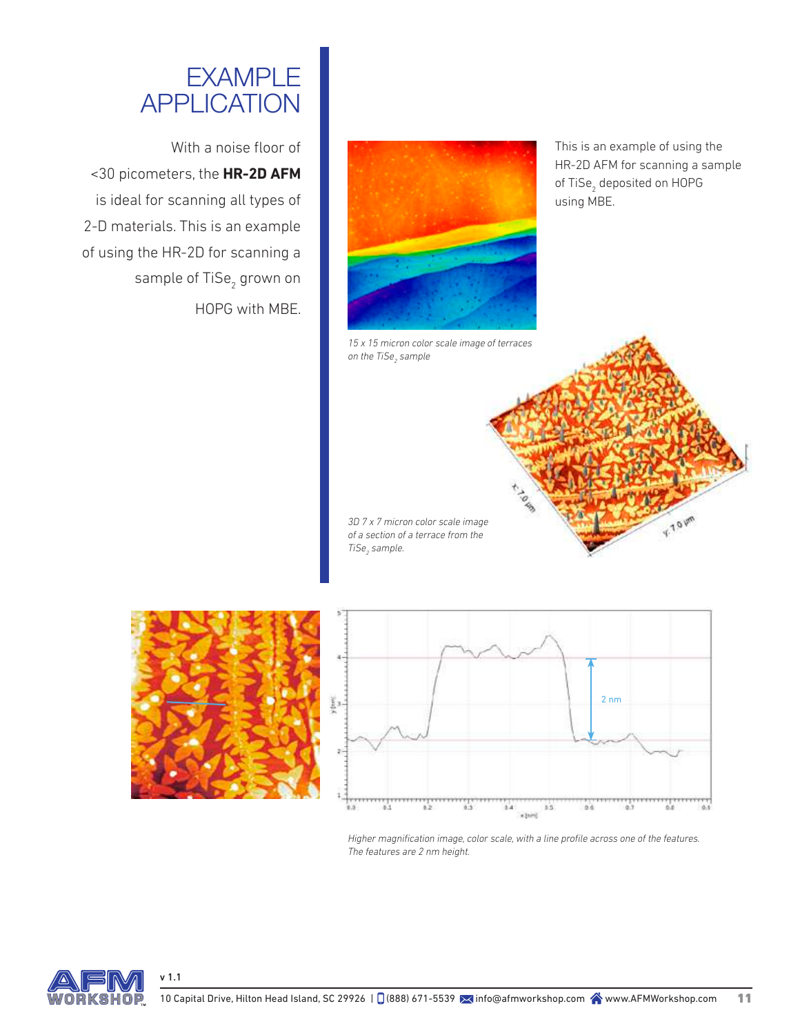# EXAMPLE APPLICATION

With a noise floor of <30 picometers, the **HR-2D AFM** is ideal for scanning all types of 2-D materials. This is an example of using the HR-2D for scanning a sample of $TiSe_2$ grown on HOPG with MBE.

This is an example of using the HR-2D AFM for scanning a sample of $TiSe_2$ deposited on HOPG using MBE.

*15 x 15 micron color scale image of terraces on the $TiSe_2$ sample*

*3D 7 x 7 micron color scale image of a section of a terrace from the $TiSe_2$ sample.*

*Higher magnification image, color scale, with a line profile across one of the features. The features are 2 nm height.*

v 1.1

10 Capital Drive, Hilton Head Island, SC 29926 | (888) 671-5539 info@afmworkshop.com www.AFMWorkshop.com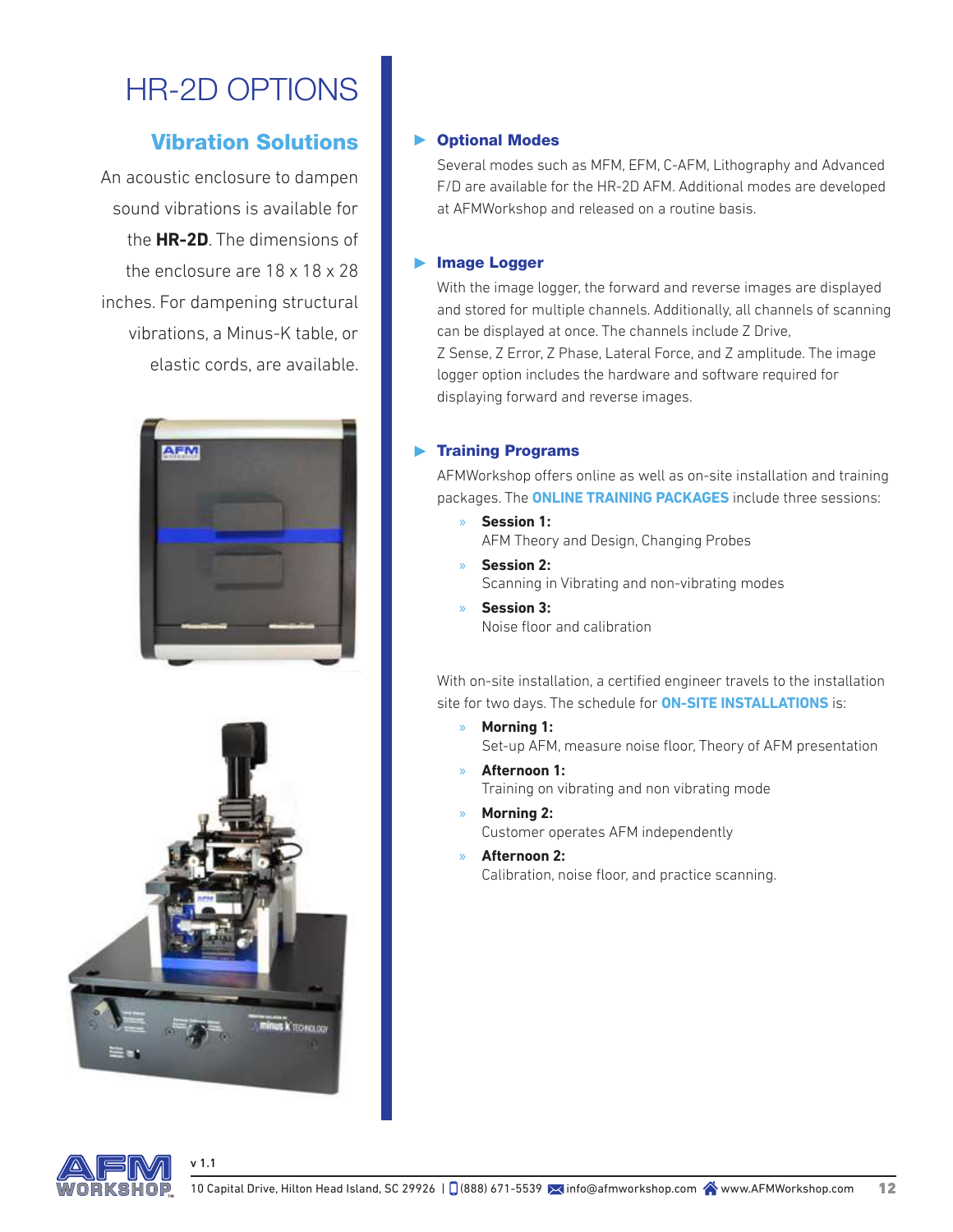# HR-2D OPTIONS

## Vibration Solutions

An acoustic enclosure to dampen sound vibrations is available for the **HR-2D**. The dimensions of the enclosure are 18 x 18 x 28 inches. For dampening structural vibrations, a Minus-K table, or elastic cords, are available.

### Optional Modes

Several modes such as MFM, EFM, C-AFM, Lithography and Advanced F/D are available for the HR-2D AFM. Additional modes are developed at AFMWorkshop and released on a routine basis.

### Image Logger

With the image logger, the forward and reverse images are displayed and stored for multiple channels. Additionally, all channels of scanning can be displayed at once. The channels include Z Drive, Z Sense, Z Error, Z Phase, Lateral Force, and Z amplitude. The image logger option includes the hardware and software required for displaying forward and reverse images.

### Training Programs

AFMWorkshop offers online as well as on-site installation and training packages. The **ONLINE TRAINING PACKAGES** include three sessions:

- **Session 1:**
  AFM Theory and Design, Changing Probes
- **Session 2:**
  Scanning in Vibrating and non-vibrating modes
- **Session 3:**
  Noise floor and calibration

With on-site installation, a certified engineer travels to the installation site for two days. The schedule for **ON-SITE INSTALLATIONS** is:

- **Morning 1:**
  Set-up AFM, measure noise floor, Theory of AFM presentation
- **Afternoon 1:**
  Training on vibrating and non vibrating mode
- **Morning 2:**
  Customer operates AFM independently
- **Afternoon 2:**
  Calibration, noise floor, and practice scanning.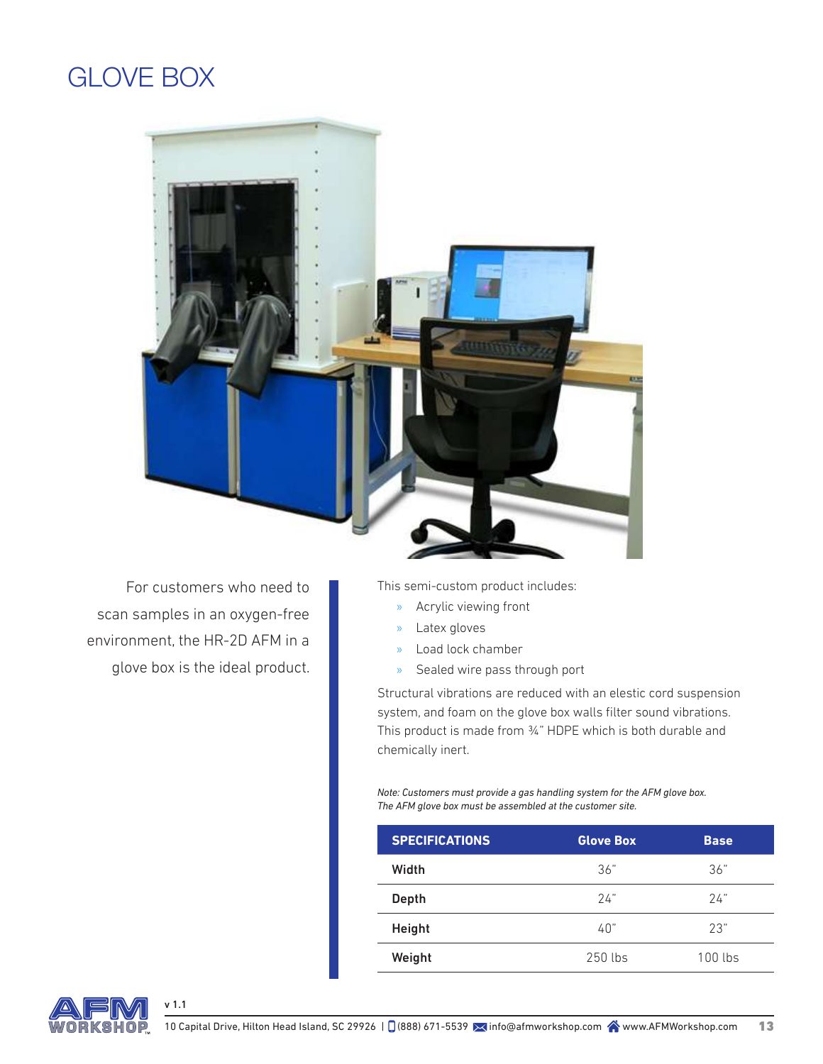# GLOVE BOX

For customers who need to scan samples in an oxygen-free environment, the HR-2D AFM in a glove box is the ideal product.

This semi-custom product includes:

- Acrylic viewing front
- Latex gloves
- Load lock chamber
- Sealed wire pass through port

Structural vibrations are reduced with an elestic cord suspension system, and foam on the glove box walls filter sound vibrations. This product is made from ¾" HDPE which is both durable and chemically inert.

*Note: Customers must provide a gas handling system for the AFM glove box. The AFM glove box must be assembled at the customer site.*

| SPECIFICATIONS | Glove Box | Base |
|---|---|---|
| **Width** | 36" | 36" |
| **Depth** | 24" | 24" |
| **Height** | 40" | 23" |
| **Weight** | 250 lbs | 100 lbs |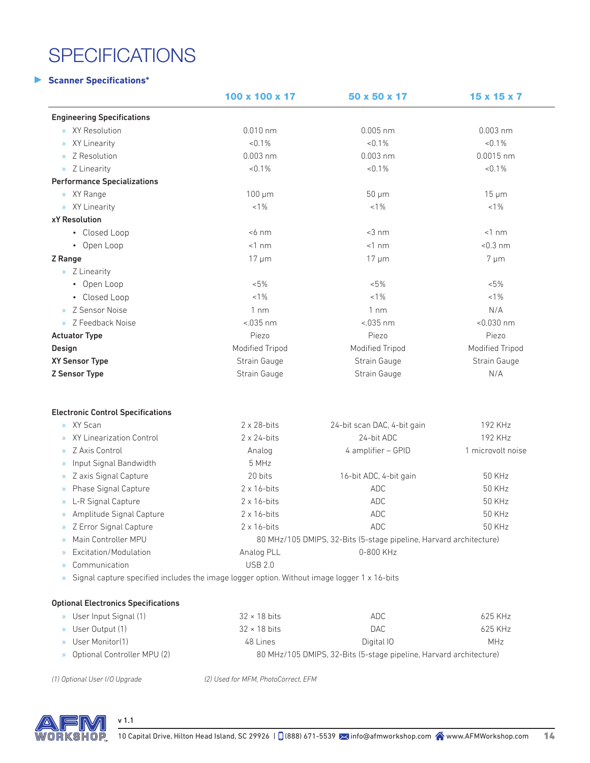# SPECIFICATIONS

## Scanner Specifications*

| | 100 x 100 x 17 | 50 x 50 x 17 | 15 x 15 x 7 |
|---|---|---|---|
| **Engineering Specifications** | | | |
| » XY Resolution | 0.010 nm | 0.005 nm | 0.003 nm |
| » XY Linearity | <0.1% | <0.1% | <0.1% |
| » Z Resolution | 0.003 nm | 0.003 nm | 0.0015 nm |
| » Z Linearity | <0.1% | <0.1% | <0.1% |
| **Performance Specializations** | | | |
| » XY Range | 100 µm | 50 µm | 15 µm |
| » XY Linearity | <1% | <1% | <1% |
| **xY Resolution** | | | |
| • Closed Loop | <6 nm | <3 nm | <1 nm |
| • Open Loop | <1 nm | <1 nm | <0.3 nm |
| **Z Range** | 17 µm | 17 µm | 7 µm |
| » Z Linearity | | | |
| • Open Loop | <5% | <5% | <5% |
| • Closed Loop | <1% | <1% | <1% |
| » Z Sensor Noise | 1 nm | 1 nm | N/A |
| » Z Feedback Noise | <.035 nm | <.035 nm | <0.030 nm |
| **Actuator Type** | Piezo | Piezo | Piezo |
| **Design** | Modified Tripod | Modified Tripod | Modified Tripod |
| **XY Sensor Type** | Strain Gauge | Strain Gauge | Strain Gauge |
| **Z Sensor Type** | Strain Gauge | Strain Gauge | N/A |

**Electronic Control Specifications**

| | | | |
|---|---|---|---|
| » XY Scan | 2 x 28-bits | 24-bit scan DAC, 4-bit gain | 192 KHz |
| » XY Linearization Control | 2 x 24-bits | 24-bit ADC | 192 KHz |
| » Z Axis Control | Analog | 4 amplifier – GPID | 1 microvolt noise |
| » Input Signal Bandwidth | 5 MHz | | |
| » Z axis Signal Capture | 20 bits | 16-bit ADC, 4-bit gain | 50 KHz |
| » Phase Signal Capture | 2 x 16-bits | ADC | 50 KHz |
| » L-R Signal Capture | 2 x 16-bits | ADC | 50 KHz |
| » Amplitude Signal Capture | 2 x 16-bits | ADC | 50 KHz |
| » Z Error Signal Capture | 2 x 16-bits | ADC | 50 KHz |
| » Main Controller MPU | 80 MHz/105 DMIPS, 32-Bits (5-stage pipeline, Harvard architecture) | | |
| » Excitation/Modulation | Analog PLL | 0-800 KHz | |
| » Communication | USB 2.0 | | |

» Signal capture specified includes the image logger option. Without image logger 1 x 16-bits

**Optional Electronics Specifications**

| | | | |
|---|---|---|---|
| » User Input Signal (1) | 32 × 18 bits | ADC | 625 KHz |
| » User Output (1) | 32 × 18 bits | DAC | 625 KHz |
| » User Monitor(1) | 48 Lines | Digital IO | MHz |
| » Optional Controller MPU (2) | 80 MHz/105 DMIPS, 32-Bits (5-stage pipeline, Harvard architecture) | | |

*(1) Optional User I/O Upgrade* *(2) Used for MFM, PhotoCorrect, EFM*

v 1.1

10 Capital Drive, Hilton Head Island, SC 29926 | (888) 671-5539 info@afmworkshop.com www.AFMWorkshop.com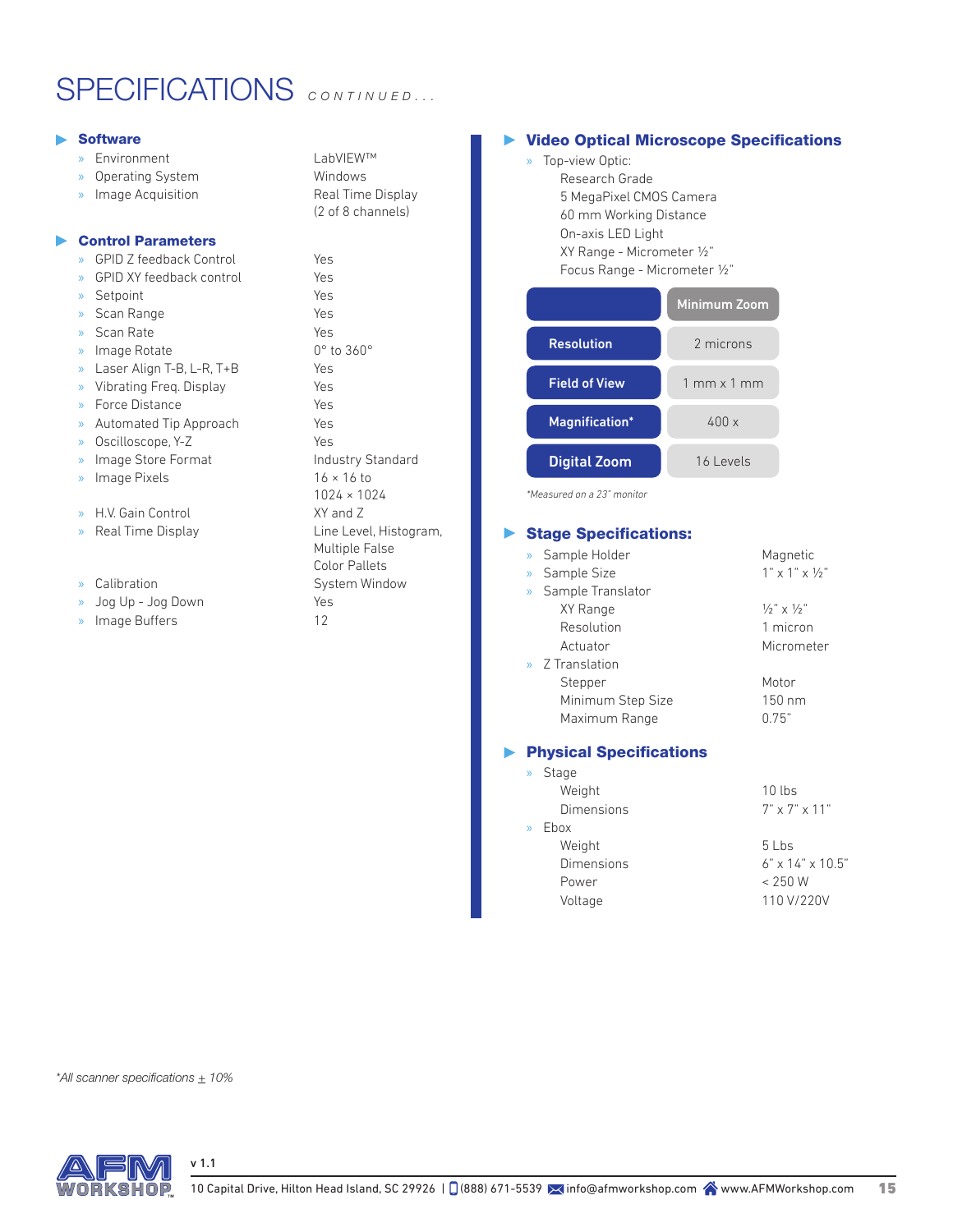# SPECIFICATIONS *CONTINUED...*

## Software

| | |
|---|---|
| Environment | LabVIEW™ |
| Operating System | Windows |
| Image Acquisition | Real Time Display (2 of 8 channels) |

## Control Parameters

| | |
|---|---|
| GPID Z feedback Control | Yes |
| GPID XY feedback control | Yes |
| Setpoint | Yes |
| Scan Range | Yes |
| Scan Rate | Yes |
| Image Rotate | 0° to 360° |
| Laser Align T-B, L-R, T+B | Yes |
| Vibrating Freq. Display | Yes |
| Force Distance | Yes |
| Automated Tip Approach | Yes |
| Oscilloscope, Y-Z | Yes |
| Image Store Format | Industry Standard |
| Image Pixels | 16 × 16 to 1024 × 1024 |
| H.V. Gain Control | XY and Z |
| Real Time Display | Line Level, Histogram, Multiple False Color Pallets |
| Calibration | System Window |
| Jog Up - Jog Down | Yes |
| Image Buffers | 12 |

## Video Optical Microscope Specifications

- Top-view Optic:
  - Research Grade
  - 5 MegaPixel CMOS Camera
  - 60 mm Working Distance
  - On-axis LED Light
  - XY Range - Micrometer ½"
  - Focus Range - Micrometer ½"

| | Minimum Zoom |
|---|---|
| Resolution | 2 microns |
| Field of View | 1 mm x 1 mm |
| Magnification* | 400 x |
| Digital Zoom | 16 Levels |

*Measured on a 23" monitor

## Stage Specifications:

| | |
|---|---|
| Sample Holder | Magnetic |
| Sample Size | 1" x 1" x ½" |
| **Sample Translator** | |
| XY Range | ½" x ½" |
| Resolution | 1 micron |
| Actuator | Micrometer |
| **Z Translation** | |
| Stepper | Motor |
| Minimum Step Size | 150 nm |
| Maximum Range | 0.75" |

## Physical Specifications

| | |
|---|---|
| **Stage** | |
| Weight | 10 lbs |
| Dimensions | 7" x 7" x 11" |
| **Ebox** | |
| Weight | 5 Lbs |
| Dimensions | 6" x 14" x 10.5" |
| Power | < 250 W |
| Voltage | 110 V/220V |

*All scanner specifications ± 10%